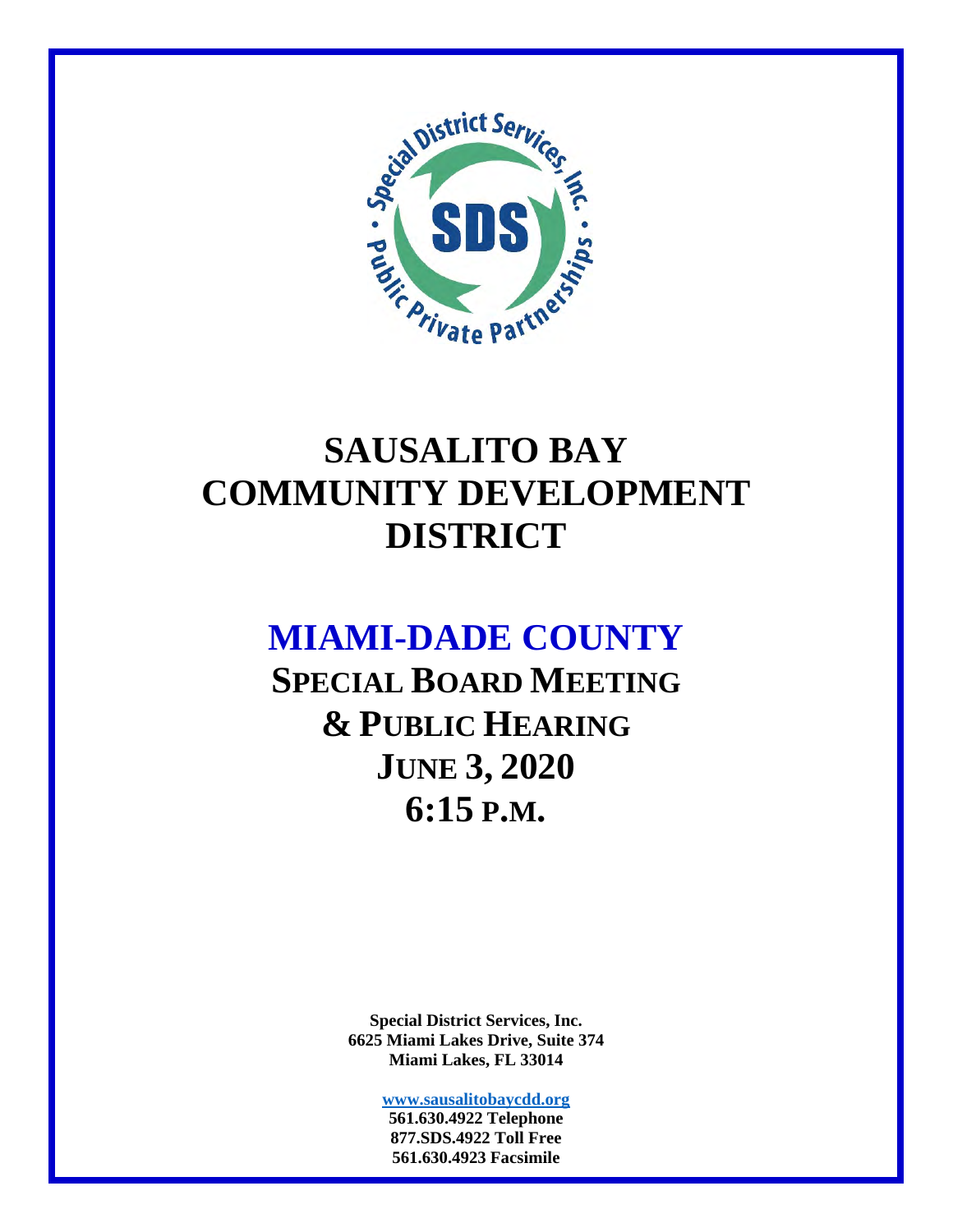# SAUSALITO BAY COMMUNITY DEVELOPMENT DISTRICT

## MIAMI-DADE COUNTY

## SPECIAL BOARD MEETING & PUBLIC HEARING

## JUNE 3, 2020

## 6:15 P.M.

**Special District Services, Inc.**
**6625 Miami Lakes Drive, Suite 374**
**Miami Lakes, FL 33014**

**www.sausalitobaycdd.org**
**561.630.4922 Telephone**
**877.SDS.4922 Toll Free**
**561.630.4923 Facsimile**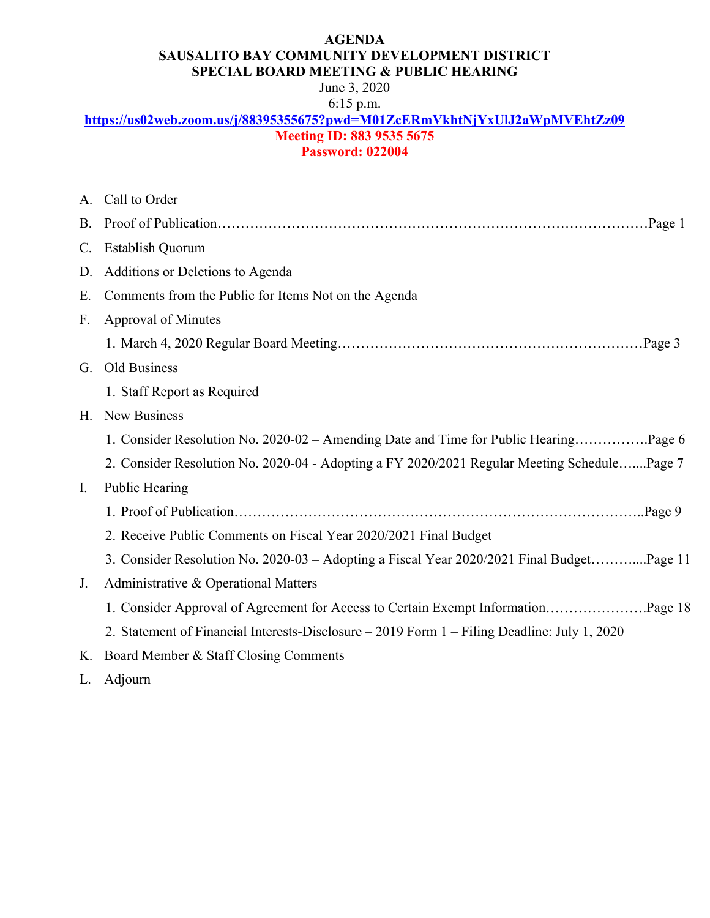**AGENDA**
**SAUSALITO BAY COMMUNITY DEVELOPMENT DISTRICT**
**SPECIAL BOARD MEETING & PUBLIC HEARING**
June 3, 2020
6:15 p.m.
**https://us02web.zoom.us/j/88395355675?pwd=M01ZcERmVkhtNjYxUlJ2aWpMVEhtZz09**
**Meeting ID: 883 9535 5675**
**Password: 022004**

A. Call to Order
B. Proof of Publication……………………………………………………………………………Page 1
C. Establish Quorum
D. Additions or Deletions to Agenda
E. Comments from the Public for Items Not on the Agenda
F. Approval of Minutes
   1. March 4, 2020 Regular Board Meeting………………………………………………………Page 3
G. Old Business
   1. Staff Report as Required
H. New Business
   1. Consider Resolution No. 2020-02 – Amending Date and Time for Public Hearing…………….Page 6
   2. Consider Resolution No. 2020-04 - Adopting a FY 2020/2021 Regular Meeting Schedule…....Page 7
I. Public Hearing
   1. Proof of Publication…………………………………………………………………………..Page 9
   2. Receive Public Comments on Fiscal Year 2020/2021 Final Budget
   3. Consider Resolution No. 2020-03 – Adopting a Fiscal Year 2020/2021 Final Budget……….....Page 11
J. Administrative & Operational Matters
   1. Consider Approval of Agreement for Access to Certain Exempt Information………………….Page 18
   2. Statement of Financial Interests-Disclosure – 2019 Form 1 – Filing Deadline: July 1, 2020
K. Board Member & Staff Closing Comments
L. Adjourn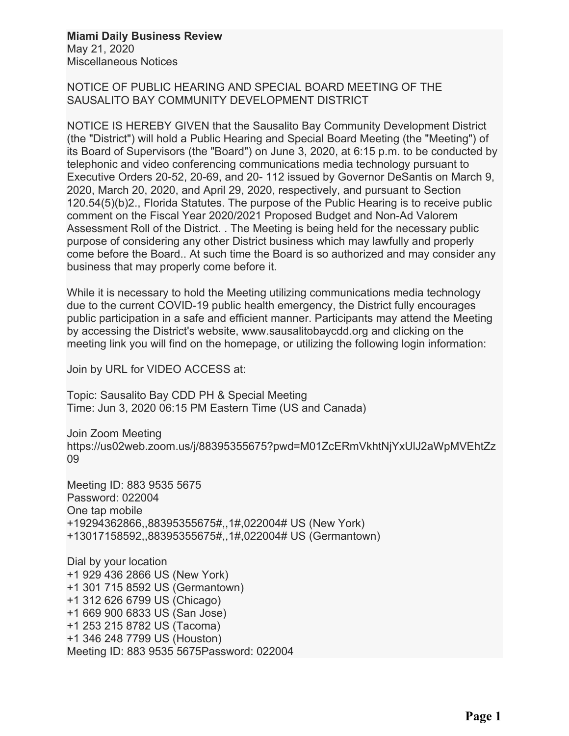**Miami Daily Business Review**
May 21, 2020
Miscellaneous Notices

NOTICE OF PUBLIC HEARING AND SPECIAL BOARD MEETING OF THE SAUSALITO BAY COMMUNITY DEVELOPMENT DISTRICT

NOTICE IS HEREBY GIVEN that the Sausalito Bay Community Development District (the "District") will hold a Public Hearing and Special Board Meeting (the "Meeting") of its Board of Supervisors (the "Board") on June 3, 2020, at 6:15 p.m. to be conducted by telephonic and video conferencing communications media technology pursuant to Executive Orders 20-52, 20-69, and 20- 112 issued by Governor DeSantis on March 9, 2020, March 20, 2020, and April 29, 2020, respectively, and pursuant to Section 120.54(5)(b)2., Florida Statutes. The purpose of the Public Hearing is to receive public comment on the Fiscal Year 2020/2021 Proposed Budget and Non-Ad Valorem Assessment Roll of the District. . The Meeting is being held for the necessary public purpose of considering any other District business which may lawfully and properly come before the Board.. At such time the Board is so authorized and may consider any business that may properly come before it.

While it is necessary to hold the Meeting utilizing communications media technology due to the current COVID-19 public health emergency, the District fully encourages public participation in a safe and efficient manner. Participants may attend the Meeting by accessing the District's website, www.sausalitobaycdd.org and clicking on the meeting link you will find on the homepage, or utilizing the following login information:

Join by URL for VIDEO ACCESS at:

Topic: Sausalito Bay CDD PH & Special Meeting
Time: Jun 3, 2020 06:15 PM Eastern Time (US and Canada)

Join Zoom Meeting
https://us02web.zoom.us/j/88395355675?pwd=M01ZcERmVkhtNjYxUlJ2aWpMVEhtZz09

Meeting ID: 883 9535 5675
Password: 022004
One tap mobile
+19294362866,,88395355675#,,1#,022004# US (New York)
+13017158592,,88395355675#,,1#,022004# US (Germantown)

Dial by your location
+1 929 436 2866 US (New York)
+1 301 715 8592 US (Germantown)
+1 312 626 6799 US (Chicago)
+1 669 900 6833 US (San Jose)
+1 253 215 8782 US (Tacoma)
+1 346 248 7799 US (Houston)
Meeting ID: 883 9535 5675Password: 022004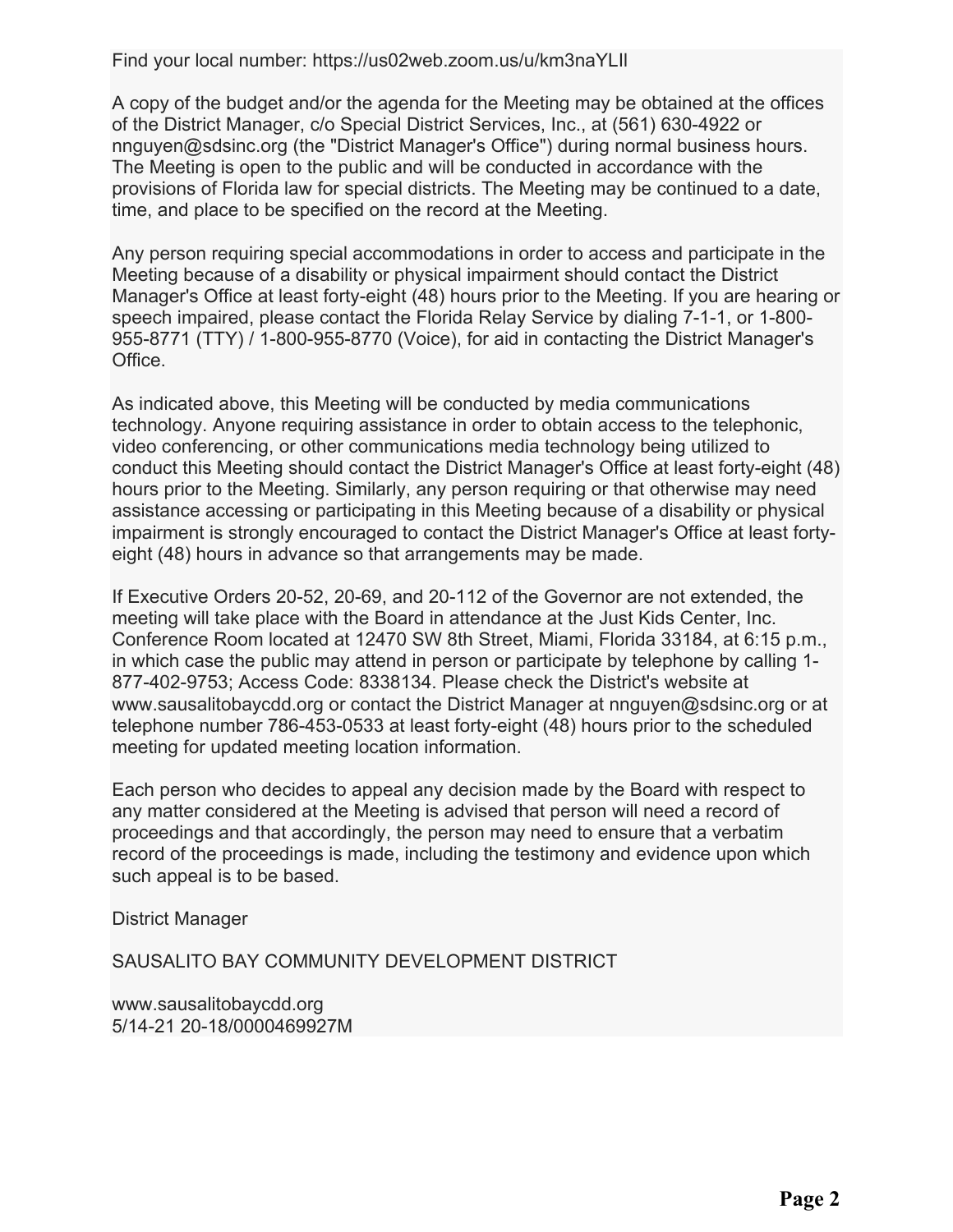Find your local number: https://us02web.zoom.us/u/km3naYLIl

A copy of the budget and/or the agenda for the Meeting may be obtained at the offices of the District Manager, c/o Special District Services, Inc., at (561) 630-4922 or nnguyen@sdsinc.org (the "District Manager's Office") during normal business hours. The Meeting is open to the public and will be conducted in accordance with the provisions of Florida law for special districts. The Meeting may be continued to a date, time, and place to be specified on the record at the Meeting.

Any person requiring special accommodations in order to access and participate in the Meeting because of a disability or physical impairment should contact the District Manager's Office at least forty-eight (48) hours prior to the Meeting. If you are hearing or speech impaired, please contact the Florida Relay Service by dialing 7-1-1, or 1-800-955-8771 (TTY) / 1-800-955-8770 (Voice), for aid in contacting the District Manager's Office.

As indicated above, this Meeting will be conducted by media communications technology. Anyone requiring assistance in order to obtain access to the telephonic, video conferencing, or other communications media technology being utilized to conduct this Meeting should contact the District Manager's Office at least forty-eight (48) hours prior to the Meeting. Similarly, any person requiring or that otherwise may need assistance accessing or participating in this Meeting because of a disability or physical impairment is strongly encouraged to contact the District Manager's Office at least forty-eight (48) hours in advance so that arrangements may be made.

If Executive Orders 20-52, 20-69, and 20-112 of the Governor are not extended, the meeting will take place with the Board in attendance at the Just Kids Center, Inc. Conference Room located at 12470 SW 8th Street, Miami, Florida 33184, at 6:15 p.m., in which case the public may attend in person or participate by telephone by calling 1-877-402-9753; Access Code: 8338134. Please check the District's website at www.sausalitobaycdd.org or contact the District Manager at nnguyen@sdsinc.org or at telephone number 786-453-0533 at least forty-eight (48) hours prior to the scheduled meeting for updated meeting location information.

Each person who decides to appeal any decision made by the Board with respect to any matter considered at the Meeting is advised that person will need a record of proceedings and that accordingly, the person may need to ensure that a verbatim record of the proceedings is made, including the testimony and evidence upon which such appeal is to be based.

District Manager

SAUSALITO BAY COMMUNITY DEVELOPMENT DISTRICT

www.sausalitobaycdd.org
5/14-21 20-18/0000469927M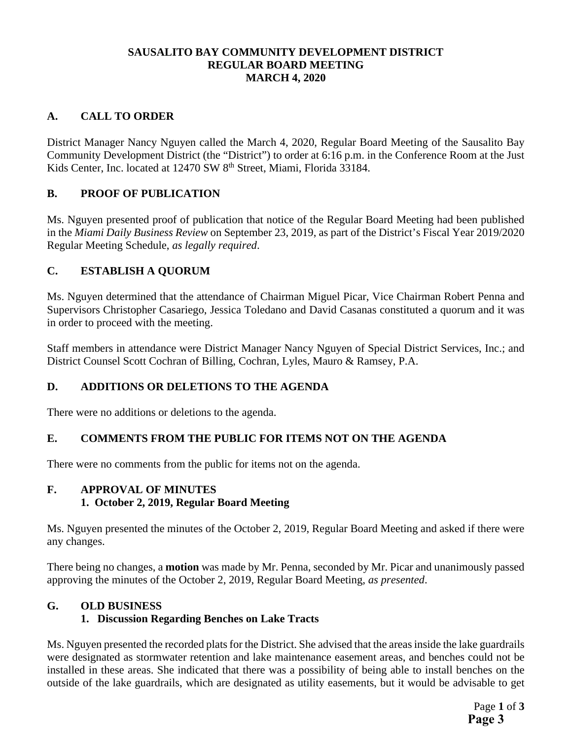**SAUSALITO BAY COMMUNITY DEVELOPMENT DISTRICT**
**REGULAR BOARD MEETING**
**MARCH 4, 2020**

## A. CALL TO ORDER

District Manager Nancy Nguyen called the March 4, 2020, Regular Board Meeting of the Sausalito Bay Community Development District (the "District") to order at 6:16 p.m. in the Conference Room at the Just Kids Center, Inc. located at 12470 SW 8th Street, Miami, Florida 33184.

## B. PROOF OF PUBLICATION

Ms. Nguyen presented proof of publication that notice of the Regular Board Meeting had been published in the *Miami Daily Business Review* on September 23, 2019, as part of the District's Fiscal Year 2019/2020 Regular Meeting Schedule, *as legally required*.

## C. ESTABLISH A QUORUM

Ms. Nguyen determined that the attendance of Chairman Miguel Picar, Vice Chairman Robert Penna and Supervisors Christopher Casariego, Jessica Toledano and David Casanas constituted a quorum and it was in order to proceed with the meeting.

Staff members in attendance were District Manager Nancy Nguyen of Special District Services, Inc.; and District Counsel Scott Cochran of Billing, Cochran, Lyles, Mauro & Ramsey, P.A.

## D. ADDITIONS OR DELETIONS TO THE AGENDA

There were no additions or deletions to the agenda.

## E. COMMENTS FROM THE PUBLIC FOR ITEMS NOT ON THE AGENDA

There were no comments from the public for items not on the agenda.

## F. APPROVAL OF MINUTES

### 1. October 2, 2019, Regular Board Meeting

Ms. Nguyen presented the minutes of the October 2, 2019, Regular Board Meeting and asked if there were any changes.

There being no changes, a **motion** was made by Mr. Penna, seconded by Mr. Picar and unanimously passed approving the minutes of the October 2, 2019, Regular Board Meeting, *as presented*.

## G. OLD BUSINESS

### 1. Discussion Regarding Benches on Lake Tracts

Ms. Nguyen presented the recorded plats for the District. She advised that the areas inside the lake guardrails were designated as stormwater retention and lake maintenance easement areas, and benches could not be installed in these areas. She indicated that there was a possibility of being able to install benches on the outside of the lake guardrails, which are designated as utility easements, but it would be advisable to get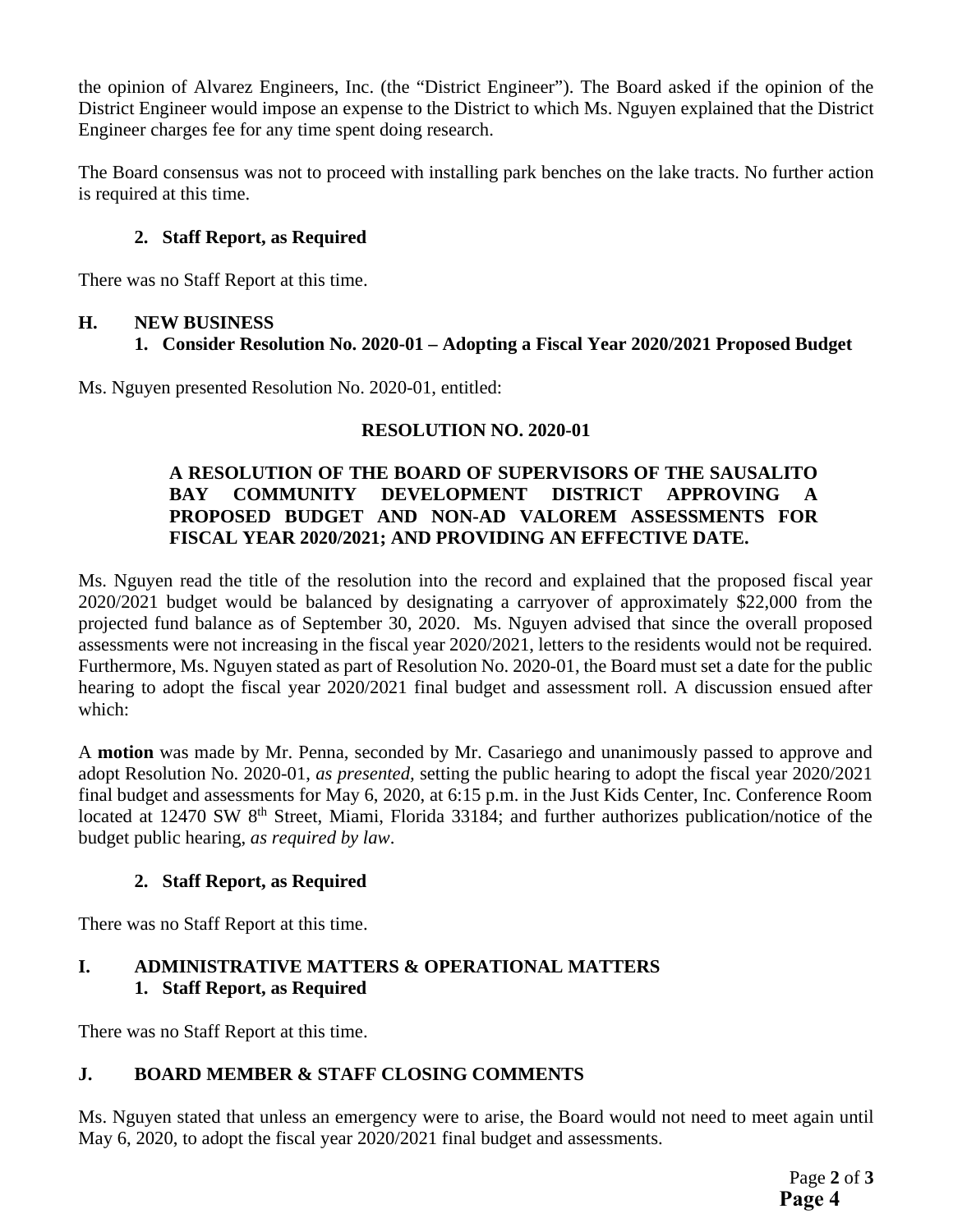the opinion of Alvarez Engineers, Inc. (the "District Engineer"). The Board asked if the opinion of the District Engineer would impose an expense to the District to which Ms. Nguyen explained that the District Engineer charges fee for any time spent doing research.

The Board consensus was not to proceed with installing park benches on the lake tracts. No further action is required at this time.

**2. Staff Report, as Required**

There was no Staff Report at this time.

## H. NEW BUSINESS

**1. Consider Resolution No. 2020-01 – Adopting a Fiscal Year 2020/2021 Proposed Budget**

Ms. Nguyen presented Resolution No. 2020-01, entitled:

**RESOLUTION NO. 2020-01**

**A RESOLUTION OF THE BOARD OF SUPERVISORS OF THE SAUSALITO BAY COMMUNITY DEVELOPMENT DISTRICT APPROVING A PROPOSED BUDGET AND NON-AD VALOREM ASSESSMENTS FOR FISCAL YEAR 2020/2021; AND PROVIDING AN EFFECTIVE DATE.**

Ms. Nguyen read the title of the resolution into the record and explained that the proposed fiscal year 2020/2021 budget would be balanced by designating a carryover of approximately $22,000 from the projected fund balance as of September 30, 2020. Ms. Nguyen advised that since the overall proposed assessments were not increasing in the fiscal year 2020/2021, letters to the residents would not be required. Furthermore, Ms. Nguyen stated as part of Resolution No. 2020-01, the Board must set a date for the public hearing to adopt the fiscal year 2020/2021 final budget and assessment roll. A discussion ensued after which:

A **motion** was made by Mr. Penna, seconded by Mr. Casariego and unanimously passed to approve and adopt Resolution No. 2020-01, *as presented*, setting the public hearing to adopt the fiscal year 2020/2021 final budget and assessments for May 6, 2020, at 6:15 p.m. in the Just Kids Center, Inc. Conference Room located at 12470 SW 8th Street, Miami, Florida 33184; and further authorizes publication/notice of the budget public hearing, *as required by law*.

**2. Staff Report, as Required**

There was no Staff Report at this time.

## I. ADMINISTRATIVE MATTERS & OPERATIONAL MATTERS

**1. Staff Report, as Required**

There was no Staff Report at this time.

## J. BOARD MEMBER & STAFF CLOSING COMMENTS

Ms. Nguyen stated that unless an emergency were to arise, the Board would not need to meet again until May 6, 2020, to adopt the fiscal year 2020/2021 final budget and assessments.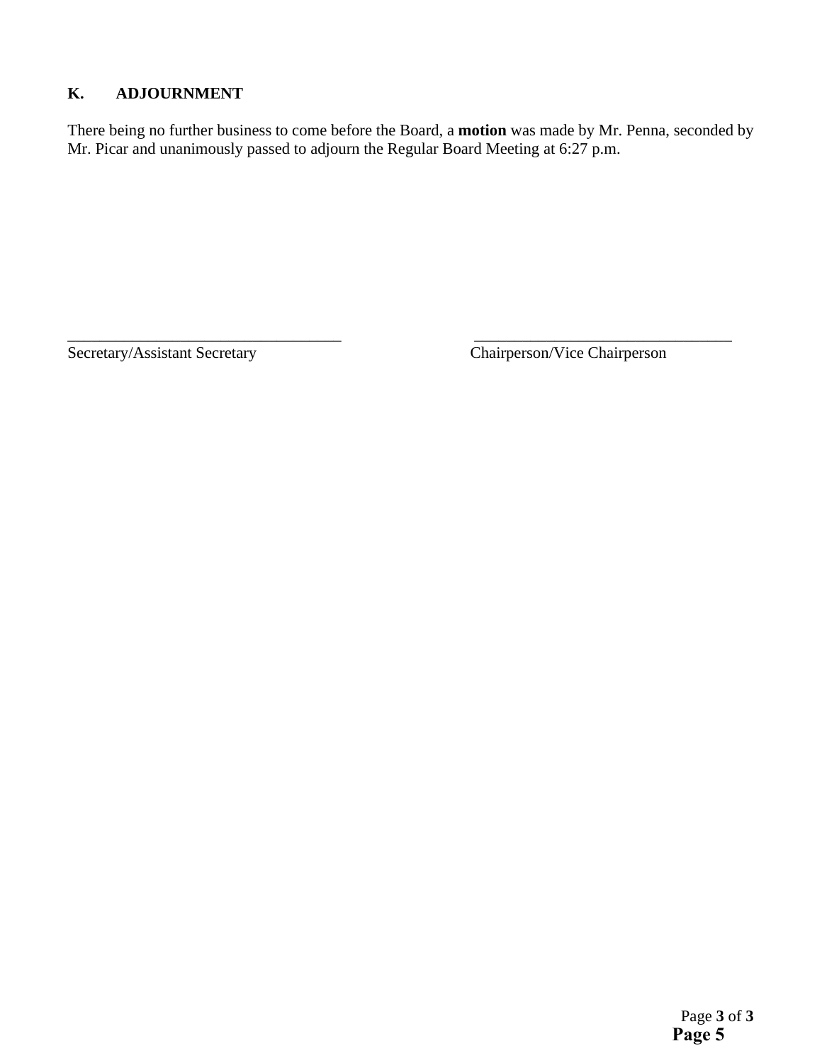## K. ADJOURNMENT

There being no further business to come before the Board, a **motion** was made by Mr. Penna, seconded by Mr. Picar and unanimously passed to adjourn the Regular Board Meeting at 6:27 p.m.

___________________________________ ___________________________________

Secretary/Assistant Secretary Chairperson/Vice Chairperson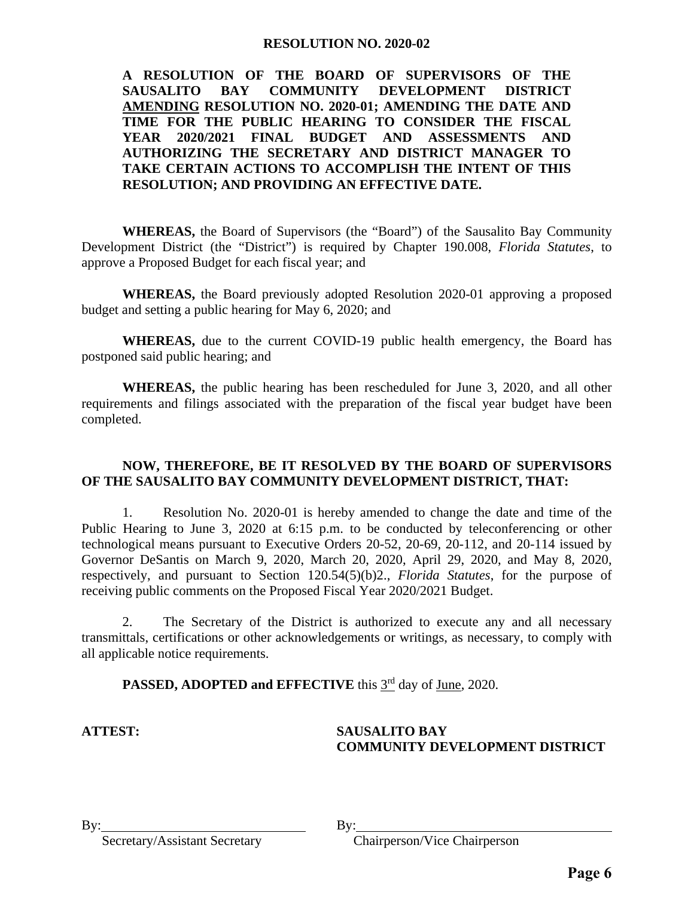# RESOLUTION NO. 2020-02

**A RESOLUTION OF THE BOARD OF SUPERVISORS OF THE SAUSALITO BAY COMMUNITY DEVELOPMENT DISTRICT <u>AMENDING</u> RESOLUTION NO. 2020-01; AMENDING THE DATE AND TIME FOR THE PUBLIC HEARING TO CONSIDER THE FISCAL YEAR 2020/2021 FINAL BUDGET AND ASSESSMENTS AND AUTHORIZING THE SECRETARY AND DISTRICT MANAGER TO TAKE CERTAIN ACTIONS TO ACCOMPLISH THE INTENT OF THIS RESOLUTION; AND PROVIDING AN EFFECTIVE DATE.**

**WHEREAS,** the Board of Supervisors (the "Board") of the Sausalito Bay Community Development District (the "District") is required by Chapter 190.008, *Florida Statutes*, to approve a Proposed Budget for each fiscal year; and

**WHEREAS,** the Board previously adopted Resolution 2020-01 approving a proposed budget and setting a public hearing for May 6, 2020; and

**WHEREAS,** due to the current COVID-19 public health emergency, the Board has postponed said public hearing; and

**WHEREAS,** the public hearing has been rescheduled for June 3, 2020, and all other requirements and filings associated with the preparation of the fiscal year budget have been completed.

**NOW, THEREFORE, BE IT RESOLVED BY THE BOARD OF SUPERVISORS OF THE SAUSALITO BAY COMMUNITY DEVELOPMENT DISTRICT, THAT:**

1. Resolution No. 2020-01 is hereby amended to change the date and time of the Public Hearing to June 3, 2020 at 6:15 p.m. to be conducted by teleconferencing or other technological means pursuant to Executive Orders 20-52, 20-69, 20-112, and 20-114 issued by Governor DeSantis on March 9, 2020, March 20, 2020, April 29, 2020, and May 8, 2020, respectively, and pursuant to Section 120.54(5)(b)2., *Florida Statutes*, for the purpose of receiving public comments on the Proposed Fiscal Year 2020/2021 Budget.

2. The Secretary of the District is authorized to execute any and all necessary transmittals, certifications or other acknowledgements or writings, as necessary, to comply with all applicable notice requirements.

**PASSED, ADOPTED and EFFECTIVE** this <u>3rd</u> day of <u>June</u>, 2020.

**ATTEST:**

By:\_\_\_\_\_\_\_\_\_\_\_\_\_\_\_\_\_\_\_\_\_\_\_\_\_\_
Secretary/Assistant Secretary

**SAUSALITO BAY COMMUNITY DEVELOPMENT DISTRICT**

By:\_\_\_\_\_\_\_\_\_\_\_\_\_\_\_\_\_\_\_\_\_\_\_\_\_\_
Chairperson/Vice Chairperson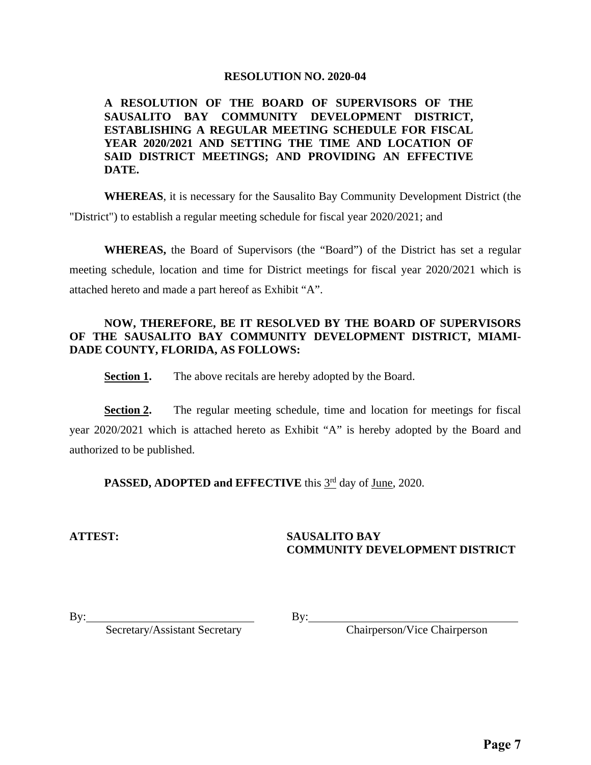# RESOLUTION NO. 2020-04

**A RESOLUTION OF THE BOARD OF SUPERVISORS OF THE SAUSALITO BAY COMMUNITY DEVELOPMENT DISTRICT, ESTABLISHING A REGULAR MEETING SCHEDULE FOR FISCAL YEAR 2020/2021 AND SETTING THE TIME AND LOCATION OF SAID DISTRICT MEETINGS; AND PROVIDING AN EFFECTIVE DATE.**

**WHEREAS**, it is necessary for the Sausalito Bay Community Development District (the "District") to establish a regular meeting schedule for fiscal year 2020/2021; and

**WHEREAS,** the Board of Supervisors (the "Board") of the District has set a regular meeting schedule, location and time for District meetings for fiscal year 2020/2021 which is attached hereto and made a part hereof as Exhibit "A".

**NOW, THEREFORE, BE IT RESOLVED BY THE BOARD OF SUPERVISORS OF THE SAUSALITO BAY COMMUNITY DEVELOPMENT DISTRICT, MIAMI-DADE COUNTY, FLORIDA, AS FOLLOWS:**

**Section 1.** The above recitals are hereby adopted by the Board.

**Section 2.** The regular meeting schedule, time and location for meetings for fiscal year 2020/2021 which is attached hereto as Exhibit "A" is hereby adopted by the Board and authorized to be published.

**PASSED, ADOPTED and EFFECTIVE** this 3rd day of June, 2020.

**ATTEST:**

**SAUSALITO BAY COMMUNITY DEVELOPMENT DISTRICT**

By:______________________________
Secretary/Assistant Secretary

By:______________________________
Chairperson/Vice Chairperson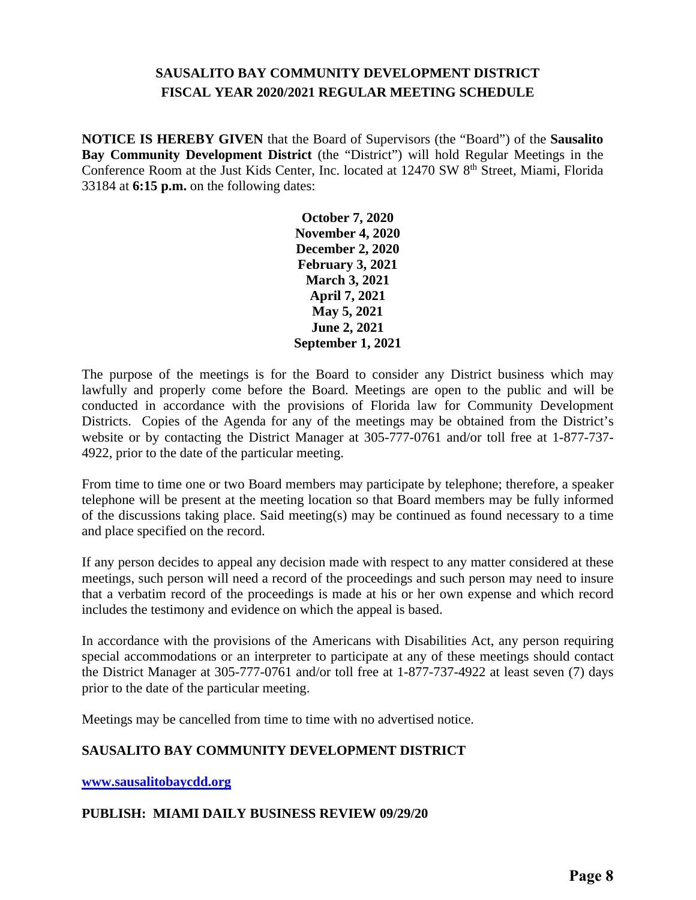# SAUSALITO BAY COMMUNITY DEVELOPMENT DISTRICT
## FISCAL YEAR 2020/2021 REGULAR MEETING SCHEDULE

**NOTICE IS HEREBY GIVEN** that the Board of Supervisors (the "Board") of the **Sausalito Bay Community Development District** (the "District") will hold Regular Meetings in the Conference Room at the Just Kids Center, Inc. located at 12470 SW 8th Street, Miami, Florida 33184 at **6:15 p.m.** on the following dates:

**October 7, 2020**
**November 4, 2020**
**December 2, 2020**
**February 3, 2021**
**March 3, 2021**
**April 7, 2021**
**May 5, 2021**
**June 2, 2021**
**September 1, 2021**

The purpose of the meetings is for the Board to consider any District business which may lawfully and properly come before the Board. Meetings are open to the public and will be conducted in accordance with the provisions of Florida law for Community Development Districts. Copies of the Agenda for any of the meetings may be obtained from the District's website or by contacting the District Manager at 305-777-0761 and/or toll free at 1-877-737-4922, prior to the date of the particular meeting.

From time to time one or two Board members may participate by telephone; therefore, a speaker telephone will be present at the meeting location so that Board members may be fully informed of the discussions taking place. Said meeting(s) may be continued as found necessary to a time and place specified on the record.

If any person decides to appeal any decision made with respect to any matter considered at these meetings, such person will need a record of the proceedings and such person may need to insure that a verbatim record of the proceedings is made at his or her own expense and which record includes the testimony and evidence on which the appeal is based.

In accordance with the provisions of the Americans with Disabilities Act, any person requiring special accommodations or an interpreter to participate at any of these meetings should contact the District Manager at 305-777-0761 and/or toll free at 1-877-737-4922 at least seven (7) days prior to the date of the particular meeting.

Meetings may be cancelled from time to time with no advertised notice.

**SAUSALITO BAY COMMUNITY DEVELOPMENT DISTRICT**

**www.sausalitobaycdd.org**

**PUBLISH: MIAMI DAILY BUSINESS REVIEW 09/29/20**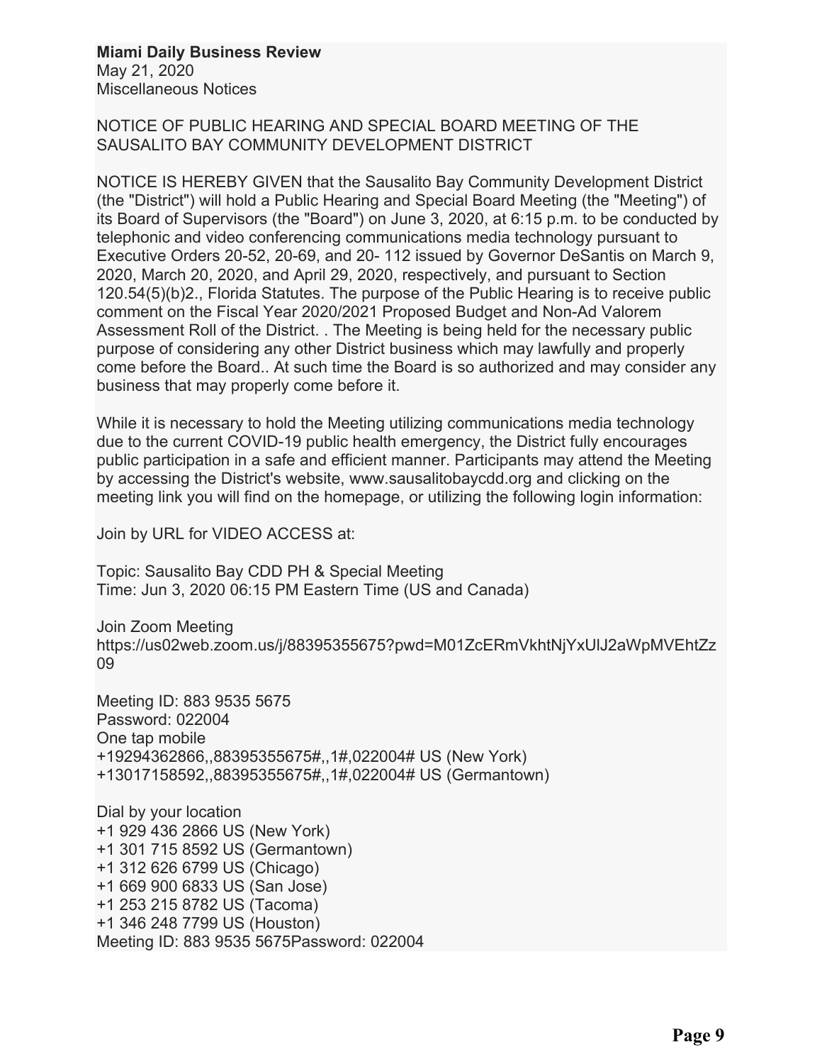**Miami Daily Business Review**
May 21, 2020
Miscellaneous Notices

NOTICE OF PUBLIC HEARING AND SPECIAL BOARD MEETING OF THE SAUSALITO BAY COMMUNITY DEVELOPMENT DISTRICT

NOTICE IS HEREBY GIVEN that the Sausalito Bay Community Development District (the "District") will hold a Public Hearing and Special Board Meeting (the "Meeting") of its Board of Supervisors (the "Board") on June 3, 2020, at 6:15 p.m. to be conducted by telephonic and video conferencing communications media technology pursuant to Executive Orders 20-52, 20-69, and 20- 112 issued by Governor DeSantis on March 9, 2020, March 20, 2020, and April 29, 2020, respectively, and pursuant to Section 120.54(5)(b)2., Florida Statutes. The purpose of the Public Hearing is to receive public comment on the Fiscal Year 2020/2021 Proposed Budget and Non-Ad Valorem Assessment Roll of the District. . The Meeting is being held for the necessary public purpose of considering any other District business which may lawfully and properly come before the Board.. At such time the Board is so authorized and may consider any business that may properly come before it.

While it is necessary to hold the Meeting utilizing communications media technology due to the current COVID-19 public health emergency, the District fully encourages public participation in a safe and efficient manner. Participants may attend the Meeting by accessing the District's website, www.sausalitobaycdd.org and clicking on the meeting link you will find on the homepage, or utilizing the following login information:

Join by URL for VIDEO ACCESS at:

Topic: Sausalito Bay CDD PH & Special Meeting
Time: Jun 3, 2020 06:15 PM Eastern Time (US and Canada)

Join Zoom Meeting
https://us02web.zoom.us/j/88395355675?pwd=M01ZcERmVkhtNjYxUlJ2aWpMVEhtZz09

Meeting ID: 883 9535 5675
Password: 022004
One tap mobile
+19294362866,,88395355675#,,1#,022004# US (New York)
+13017158592,,88395355675#,,1#,022004# US (Germantown)

Dial by your location
+1 929 436 2866 US (New York)
+1 301 715 8592 US (Germantown)
+1 312 626 6799 US (Chicago)
+1 669 900 6833 US (San Jose)
+1 253 215 8782 US (Tacoma)
+1 346 248 7799 US (Houston)
Meeting ID: 883 9535 5675Password: 022004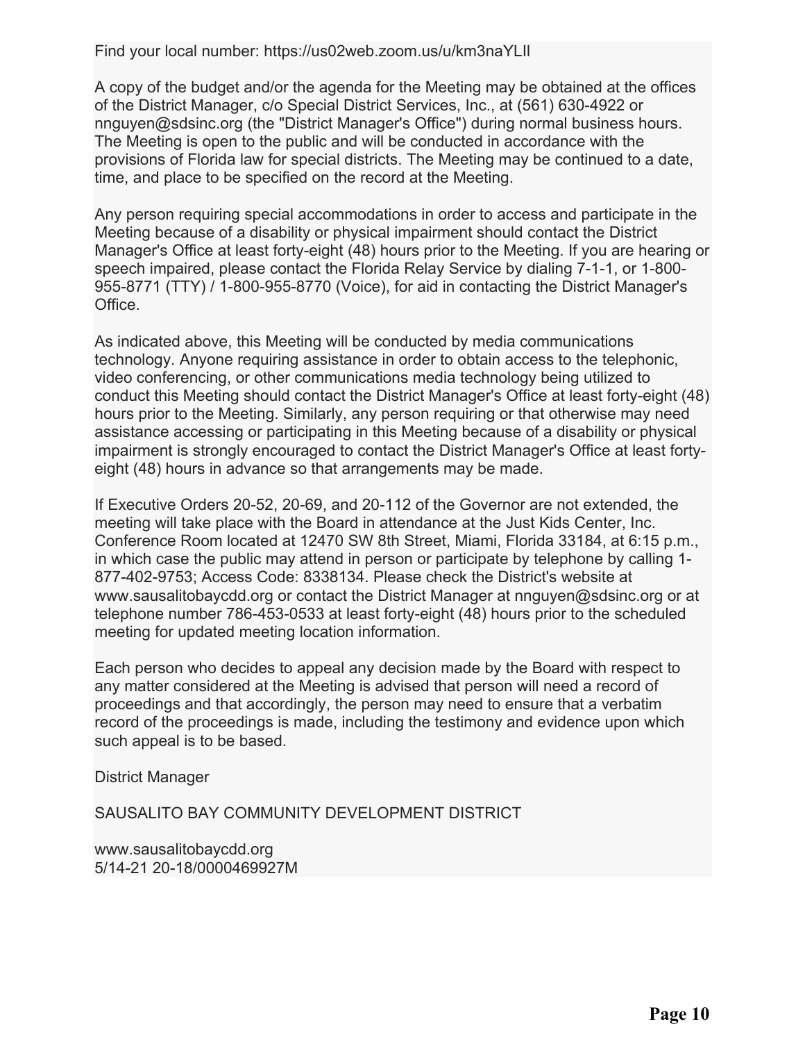Find your local number: https://us02web.zoom.us/u/km3naYLIl

A copy of the budget and/or the agenda for the Meeting may be obtained at the offices of the District Manager, c/o Special District Services, Inc., at (561) 630-4922 or nnguyen@sdsinc.org (the "District Manager's Office") during normal business hours. The Meeting is open to the public and will be conducted in accordance with the provisions of Florida law for special districts. The Meeting may be continued to a date, time, and place to be specified on the record at the Meeting.

Any person requiring special accommodations in order to access and participate in the Meeting because of a disability or physical impairment should contact the District Manager's Office at least forty-eight (48) hours prior to the Meeting. If you are hearing or speech impaired, please contact the Florida Relay Service by dialing 7-1-1, or 1-800-955-8771 (TTY) / 1-800-955-8770 (Voice), for aid in contacting the District Manager's Office.

As indicated above, this Meeting will be conducted by media communications technology. Anyone requiring assistance in order to obtain access to the telephonic, video conferencing, or other communications media technology being utilized to conduct this Meeting should contact the District Manager's Office at least forty-eight (48) hours prior to the Meeting. Similarly, any person requiring or that otherwise may need assistance accessing or participating in this Meeting because of a disability or physical impairment is strongly encouraged to contact the District Manager's Office at least forty-eight (48) hours in advance so that arrangements may be made.

If Executive Orders 20-52, 20-69, and 20-112 of the Governor are not extended, the meeting will take place with the Board in attendance at the Just Kids Center, Inc. Conference Room located at 12470 SW 8th Street, Miami, Florida 33184, at 6:15 p.m., in which case the public may attend in person or participate by telephone by calling 1-877-402-9753; Access Code: 8338134. Please check the District's website at www.sausalitobaycdd.org or contact the District Manager at nnguyen@sdsinc.org or at telephone number 786-453-0533 at least forty-eight (48) hours prior to the scheduled meeting for updated meeting location information.

Each person who decides to appeal any decision made by the Board with respect to any matter considered at the Meeting is advised that person will need a record of proceedings and that accordingly, the person may need to ensure that a verbatim record of the proceedings is made, including the testimony and evidence upon which such appeal is to be based.

District Manager

SAUSALITO BAY COMMUNITY DEVELOPMENT DISTRICT

www.sausalitobaycdd.org
5/14-21 20-18/0000469927M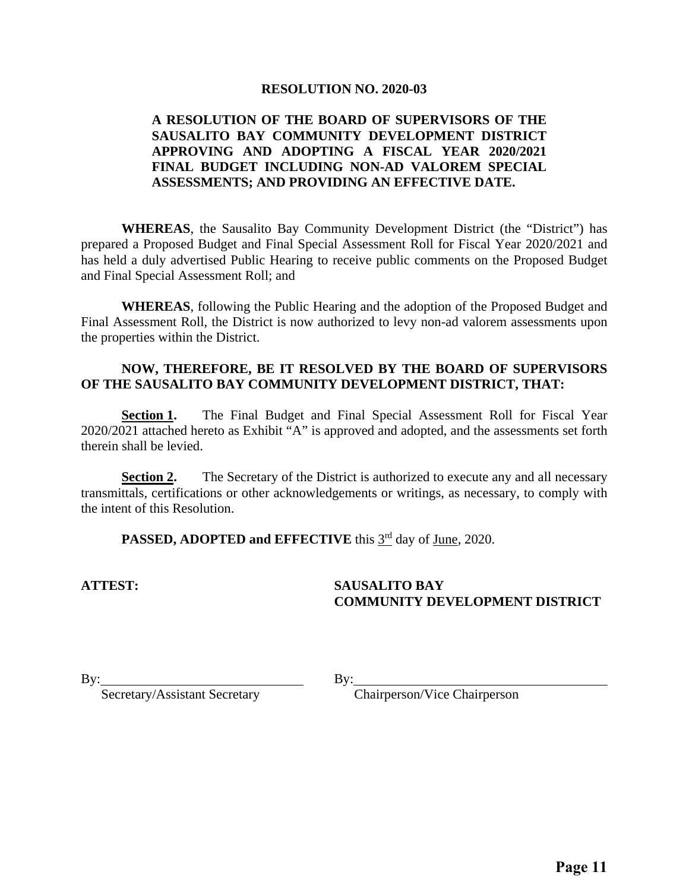# RESOLUTION NO. 2020-03

**A RESOLUTION OF THE BOARD OF SUPERVISORS OF THE SAUSALITO BAY COMMUNITY DEVELOPMENT DISTRICT APPROVING AND ADOPTING A FISCAL YEAR 2020/2021 FINAL BUDGET INCLUDING NON-AD VALOREM SPECIAL ASSESSMENTS; AND PROVIDING AN EFFECTIVE DATE.**

**WHEREAS**, the Sausalito Bay Community Development District (the "District") has prepared a Proposed Budget and Final Special Assessment Roll for Fiscal Year 2020/2021 and has held a duly advertised Public Hearing to receive public comments on the Proposed Budget and Final Special Assessment Roll; and

**WHEREAS**, following the Public Hearing and the adoption of the Proposed Budget and Final Assessment Roll, the District is now authorized to levy non-ad valorem assessments upon the properties within the District.

**NOW, THEREFORE, BE IT RESOLVED BY THE BOARD OF SUPERVISORS OF THE SAUSALITO BAY COMMUNITY DEVELOPMENT DISTRICT, THAT:**

**Section 1.** The Final Budget and Final Special Assessment Roll for Fiscal Year 2020/2021 attached hereto as Exhibit "A" is approved and adopted, and the assessments set forth therein shall be levied.

**Section 2.** The Secretary of the District is authorized to execute any and all necessary transmittals, certifications or other acknowledgements or writings, as necessary, to comply with the intent of this Resolution.

**PASSED, ADOPTED and EFFECTIVE** this 3rd day of June, 2020.

**ATTEST:**

**SAUSALITO BAY COMMUNITY DEVELOPMENT DISTRICT**

By:______________________________
Secretary/Assistant Secretary

By:______________________________
Chairperson/Vice Chairperson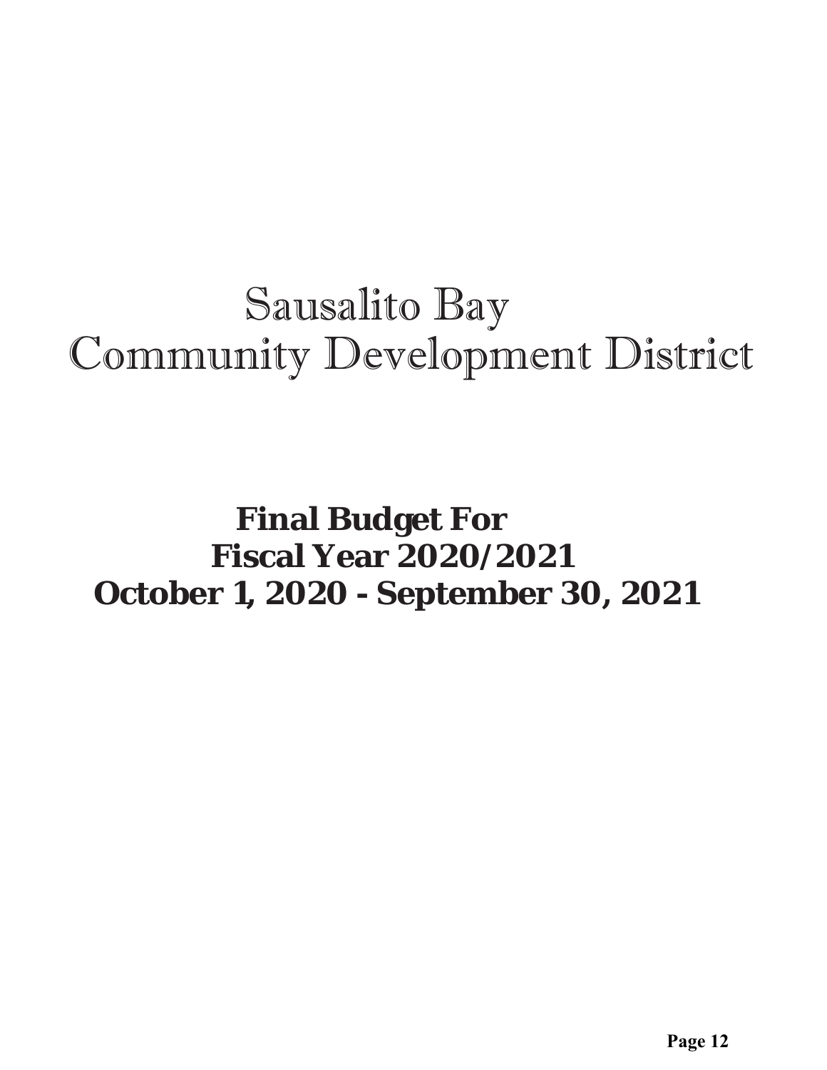# Sausalito Bay Community Development District

## Final Budget For Fiscal Year 2020/2021 October 1, 2020 - September 30, 2021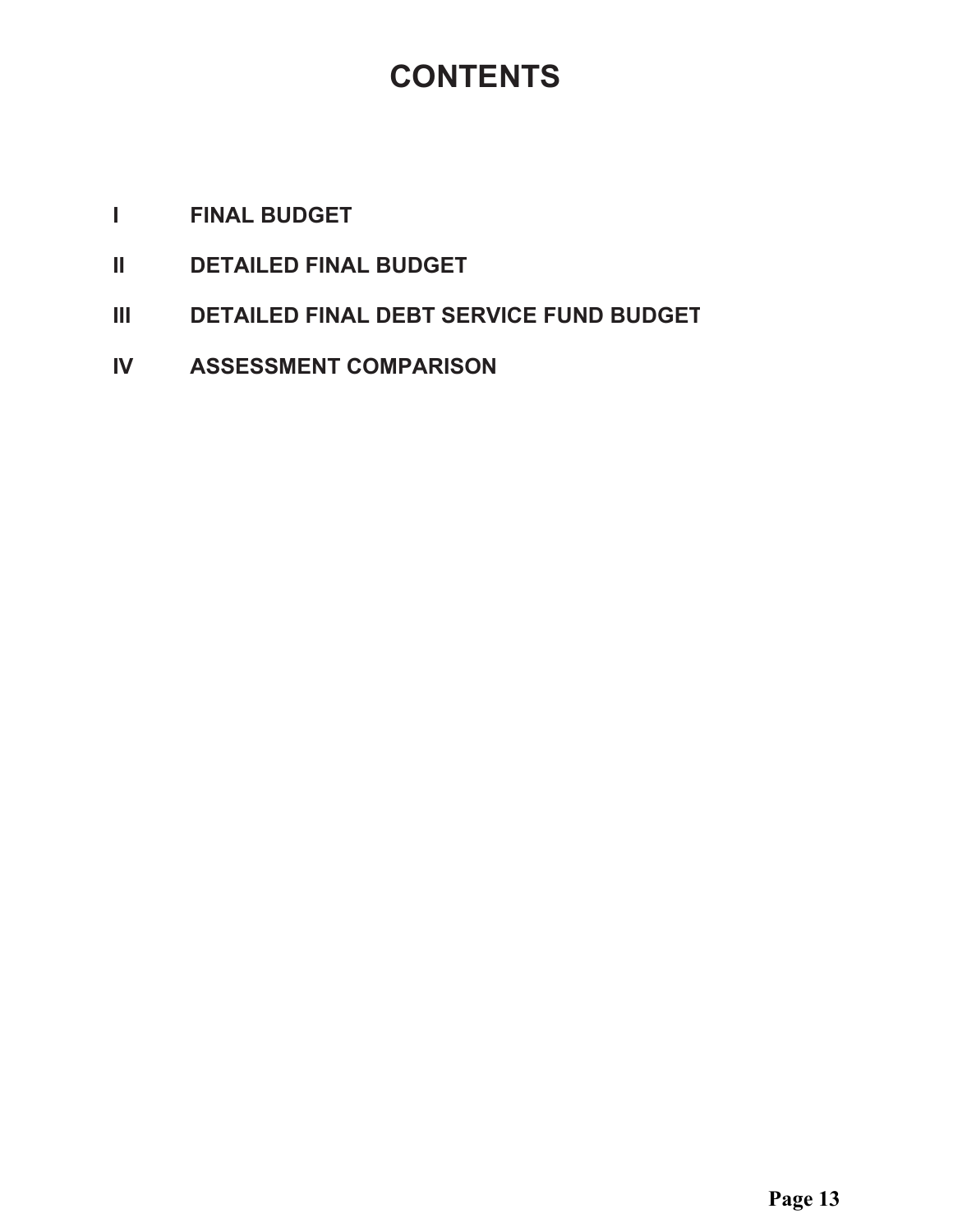# CONTENTS

I FINAL BUDGET

II DETAILED FINAL BUDGET

III DETAILED FINAL DEBT SERVICE FUND BUDGET

IV ASSESSMENT COMPARISON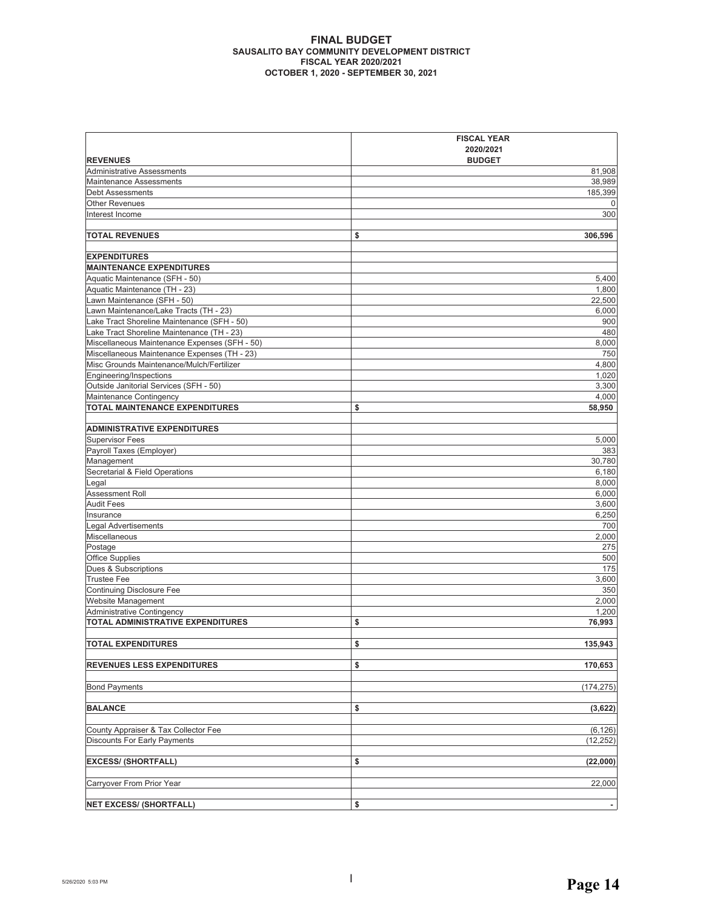# FINAL BUDGET

## SAUSALITO BAY COMMUNITY DEVELOPMENT DISTRICT

### FISCAL YEAR 2020/2021

### OCTOBER 1, 2020 - SEPTEMBER 30, 2021

| REVENUES | FISCAL YEAR 2020/2021 BUDGET |
|---|---|
| Administrative Assessments | 81,908 |
| Maintenance Assessments | 38,989 |
| Debt Assessments | 185,399 |
| Other Revenues | 0 |
| Interest Income | 300 |
| | |
| **TOTAL REVENUES** | **$ 306,596** |
| | |
| **EXPENDITURES** | |
| **MAINTENANCE EXPENDITURES** | |
| Aquatic Maintenance (SFH - 50) | 5,400 |
| Aquatic Maintenance (TH - 23) | 1,800 |
| Lawn Maintenance (SFH - 50) | 22,500 |
| Lawn Maintenance/Lake Tracts (TH - 23) | 6,000 |
| Lake Tract Shoreline Maintenance (SFH - 50) | 900 |
| Lake Tract Shoreline Maintenance (TH - 23) | 480 |
| Miscellaneous Maintenance Expenses (SFH - 50) | 8,000 |
| Miscellaneous Maintenance Expenses (TH - 23) | 750 |
| Misc Grounds Maintenance/Mulch/Fertilizer | 4,800 |
| Engineering/Inspections | 1,020 |
| Outside Janitorial Services (SFH - 50) | 3,300 |
| Maintenance Contingency | 4,000 |
| **TOTAL MAINTENANCE EXPENDITURES** | **$ 58,950** |
| | |
| **ADMINISTRATIVE EXPENDITURES** | |
| Supervisor Fees | 5,000 |
| Payroll Taxes (Employer) | 383 |
| Management | 30,780 |
| Secretarial & Field Operations | 6,180 |
| Legal | 8,000 |
| Assessment Roll | 6,000 |
| Audit Fees | 3,600 |
| Insurance | 6,250 |
| Legal Advertisements | 700 |
| Miscellaneous | 2,000 |
| Postage | 275 |
| Office Supplies | 500 |
| Dues & Subscriptions | 175 |
| Trustee Fee | 3,600 |
| Continuing Disclosure Fee | 350 |
| Website Management | 2,000 |
| Administrative Contingency | 1,200 |
| **TOTAL ADMINISTRATIVE EXPENDITURES** | **$ 76,993** |
| | |
| **TOTAL EXPENDITURES** | **$ 135,943** |
| | |
| **REVENUES LESS EXPENDITURES** | **$ 170,653** |
| | |
| Bond Payments | (174,275) |
| | |
| **BALANCE** | **$ (3,622)** |
| | |
| County Appraiser & Tax Collector Fee | (6,126) |
| Discounts For Early Payments | (12,252) |
| | |
| **EXCESS/ (SHORTFALL)** | **$ (22,000)** |
| | |
| Carryover From Prior Year | 22,000 |
| | |
| **NET EXCESS/ (SHORTFALL)** | **$ -** |

5/26/2020 5:03 PM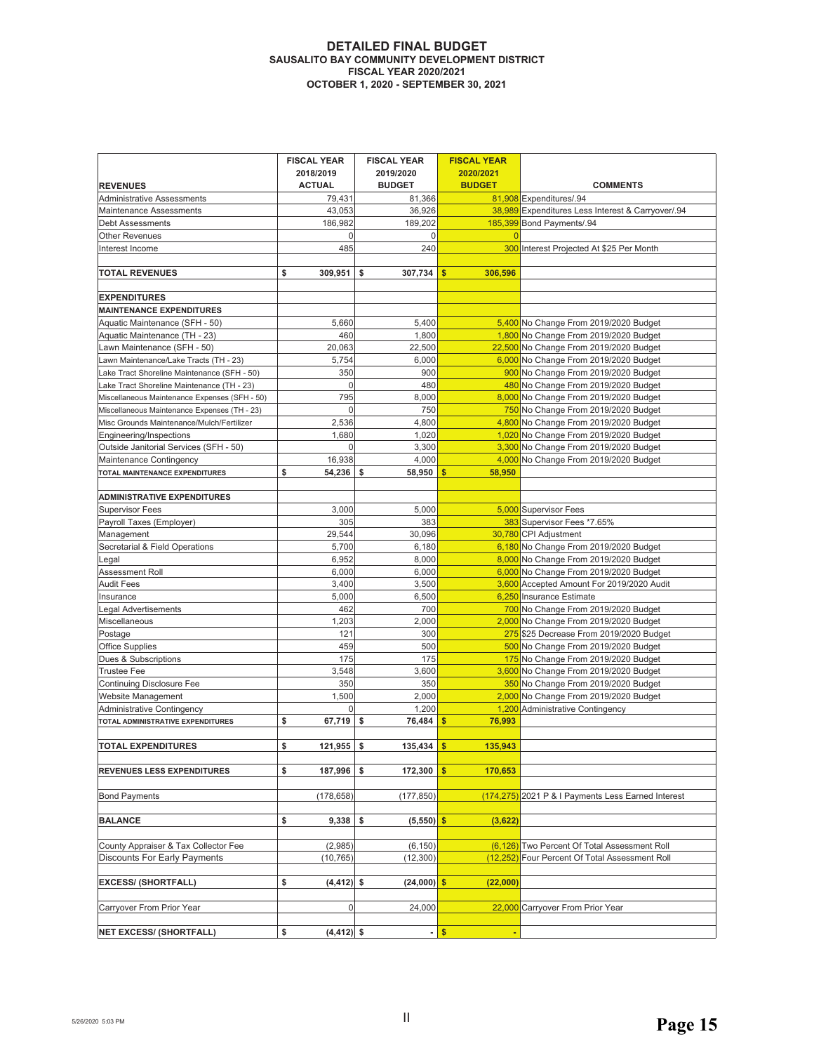# DETAILED FINAL BUDGET
## SAUSALITO BAY COMMUNITY DEVELOPMENT DISTRICT
## FISCAL YEAR 2020/2021
## OCTOBER 1, 2020 - SEPTEMBER 30, 2021

| REVENUES | FISCAL YEAR 2018/2019 ACTUAL | FISCAL YEAR 2019/2020 BUDGET | FISCAL YEAR 2020/2021 BUDGET | COMMENTS |
|---|---|---|---|---|
| Administrative Assessments | 79,431 | 81,366 | 81,908 | Expenditures/.94 |
| Maintenance Assessments | 43,053 | 36,926 | 38,989 | Expenditures Less Interest & Carryover/.94 |
| Debt Assessments | 186,982 | 189,202 | 185,399 | Bond Payments/.94 |
| Other Revenues | 0 | 0 | 0 | |
| Interest Income | 485 | 240 | 300 | Interest Projected At $25 Per Month |
| | | | | |
| **TOTAL REVENUES** | **$ 309,951** | **$ 307,734** | **$ 306,596** | |
| | | | | |
| **EXPENDITURES** | | | | |
| **MAINTENANCE EXPENDITURES** | | | | |
| Aquatic Maintenance (SFH - 50) | 5,660 | 5,400 | 5,400 | No Change From 2019/2020 Budget |
| Aquatic Maintenance (TH - 23) | 460 | 1,800 | 1,800 | No Change From 2019/2020 Budget |
| Lawn Maintenance (SFH - 50) | 20,063 | 22,500 | 22,500 | No Change From 2019/2020 Budget |
| Lawn Maintenance/Lake Tracts (TH - 23) | 5,754 | 6,000 | 6,000 | No Change From 2019/2020 Budget |
| Lake Tract Shoreline Maintenance (SFH - 50) | 350 | 900 | 900 | No Change From 2019/2020 Budget |
| Lake Tract Shoreline Maintenance (TH - 23) | 0 | 480 | 480 | No Change From 2019/2020 Budget |
| Miscellaneous Maintenance Expenses (SFH - 50) | 795 | 8,000 | 8,000 | No Change From 2019/2020 Budget |
| Miscellaneous Maintenance Expenses (TH - 23) | 0 | 750 | 750 | No Change From 2019/2020 Budget |
| Misc Grounds Maintenance/Mulch/Fertilizer | 2,536 | 4,800 | 4,800 | No Change From 2019/2020 Budget |
| Engineering/Inspections | 1,680 | 1,020 | 1,020 | No Change From 2019/2020 Budget |
| Outside Janitorial Services (SFH - 50) | 0 | 3,300 | 3,300 | No Change From 2019/2020 Budget |
| Maintenance Contingency | 16,938 | 4,000 | 4,000 | No Change From 2019/2020 Budget |
| **TOTAL MAINTENANCE EXPENDITURES** | **$ 54,236** | **$ 58,950** | **$ 58,950** | |
| | | | | |
| **ADMINISTRATIVE EXPENDITURES** | | | | |
| Supervisor Fees | 3,000 | 5,000 | 5,000 | Supervisor Fees |
| Payroll Taxes (Employer) | 305 | 383 | 383 | Supervisor Fees *7.65% |
| Management | 29,544 | 30,096 | 30,780 | CPI Adjustment |
| Secretarial & Field Operations | 5,700 | 6,180 | 6,180 | No Change From 2019/2020 Budget |
| Legal | 6,952 | 8,000 | 8,000 | No Change From 2019/2020 Budget |
| Assessment Roll | 6,000 | 6,000 | 6,000 | No Change From 2019/2020 Budget |
| Audit Fees | 3,400 | 3,500 | 3,600 | Accepted Amount For 2019/2020 Audit |
| Insurance | 5,000 | 6,500 | 6,250 | Insurance Estimate |
| Legal Advertisements | 462 | 700 | 700 | No Change From 2019/2020 Budget |
| Miscellaneous | 1,203 | 2,000 | 2,000 | No Change From 2019/2020 Budget |
| Postage | 121 | 300 | 275 | $25 Decrease From 2019/2020 Budget |
| Office Supplies | 459 | 500 | 500 | No Change From 2019/2020 Budget |
| Dues & Subscriptions | 175 | 175 | 175 | No Change From 2019/2020 Budget |
| Trustee Fee | 3,548 | 3,600 | 3,600 | No Change From 2019/2020 Budget |
| Continuing Disclosure Fee | 350 | 350 | 350 | No Change From 2019/2020 Budget |
| Website Management | 1,500 | 2,000 | 2,000 | No Change From 2019/2020 Budget |
| Administrative Contingency | 0 | 1,200 | 1,200 | Administrative Contingency |
| **TOTAL ADMINISTRATIVE EXPENDITURES** | **$ 67,719** | **$ 76,484** | **$ 76,993** | |
| | | | | |
| **TOTAL EXPENDITURES** | **$ 121,955** | **$ 135,434** | **$ 135,943** | |
| | | | | |
| **REVENUES LESS EXPENDITURES** | **$ 187,996** | **$ 172,300** | **$ 170,653** | |
| | | | | |
| Bond Payments | (178,658) | (177,850) | (174,275) | 2021 P & I Payments Less Earned Interest |
| | | | | |
| **BALANCE** | **$ 9,338** | **$ (5,550)** | **$ (3,622)** | |
| | | | | |
| County Appraiser & Tax Collector Fee | (2,985) | (6,150) | (6,126) | Two Percent Of Total Assessment Roll |
| Discounts For Early Payments | (10,765) | (12,300) | (12,252) | Four Percent Of Total Assessment Roll |
| | | | | |
| **EXCESS/ (SHORTFALL)** | **$ (4,412)** | **$ (24,000)** | **$ (22,000)** | |
| | | | | |
| Carryover From Prior Year | 0 | 24,000 | 22,000 | Carryover From Prior Year |
| | | | | |
| **NET EXCESS/ (SHORTFALL)** | **$ (4,412)** | **$ -** | **$ -** | |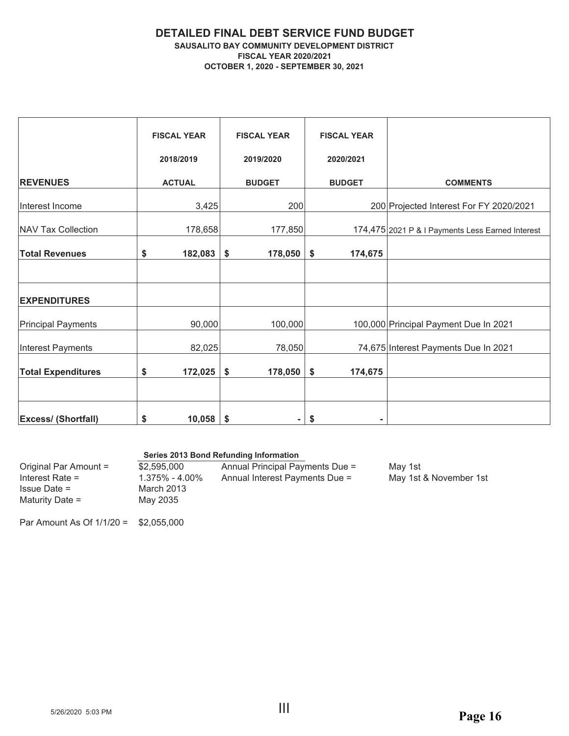# DETAILED FINAL DEBT SERVICE FUND BUDGET

**SAUSALITO BAY COMMUNITY DEVELOPMENT DISTRICT**
**FISCAL YEAR 2020/2021**
**OCTOBER 1, 2020 - SEPTEMBER 30, 2021**

| REVENUES | FISCAL YEAR 2018/2019 ACTUAL | FISCAL YEAR 2019/2020 BUDGET | FISCAL YEAR 2020/2021 BUDGET | COMMENTS |
|---|---|---|---|---|
| Interest Income | 3,425 | 200 | 200 | Projected Interest For FY 2020/2021 |
| NAV Tax Collection | 178,658 | 177,850 | 174,475 | 2021 P & I Payments Less Earned Interest |
| **Total Revenues** | **$ 182,083** | **$ 178,050** | **$ 174,675** | |
| | | | | |
| **EXPENDITURES** | | | | |
| Principal Payments | 90,000 | 100,000 | 100,000 | Principal Payment Due In 2021 |
| Interest Payments | 82,025 | 78,050 | 74,675 | Interest Payments Due In 2021 |
| **Total Expenditures** | **$ 172,025** | **$ 178,050** | **$ 174,675** | |
| | | | | |
| **Excess/ (Shortfall)** | **$ 10,058** | **$ -** | **$ -** | |

**Series 2013 Bond Refunding Information**

| | | | |
|---|---|---|---|
| Original Par Amount = | $2,595,000 | Annual Principal Payments Due = | May 1st |
| Interest Rate = | 1.375% - 4.00% | Annual Interest Payments Due = | May 1st & November 1st |
| Issue Date = | March 2013 | | |
| Maturity Date = | May 2035 | | |

Par Amount As Of 1/1/20 = $2,055,000

5/26/2020 5:03 PM

III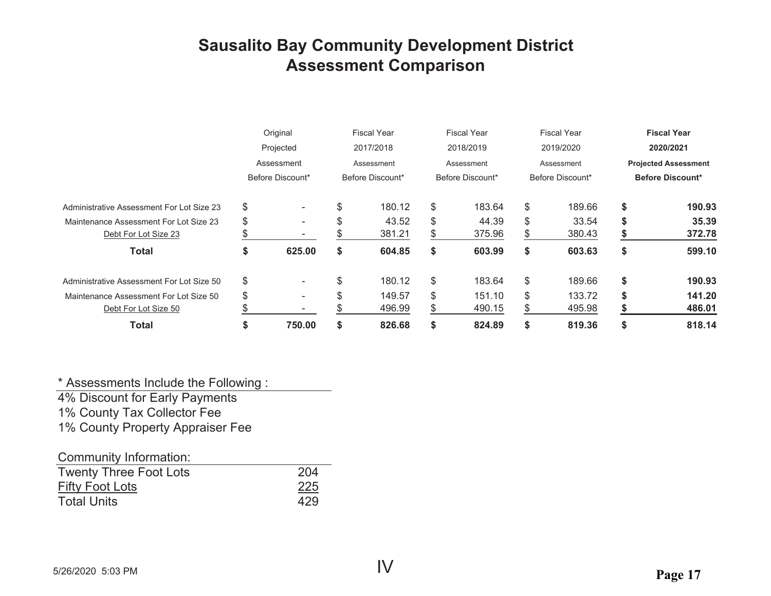# Sausalito Bay Community Development District
## Assessment Comparison

| | Original Projected Assessment Before Discount* | Fiscal Year 2017/2018 Assessment Before Discount* | Fiscal Year 2018/2019 Assessment Before Discount* | Fiscal Year 2019/2020 Assessment Before Discount* | **Fiscal Year 2020/2021 Projected Assessment Before Discount*** |
|---|---|---|---|---|---|
| Administrative Assessment For Lot Size 23 | $ - | $ 180.12 | $ 183.64 | $ 189.66 | **$ 190.93** |
| Maintenance Assessment For Lot Size 23 | $ - | $ 43.52 | $ 44.39 | $ 33.54 | **$ 35.39** |
| Debt For Lot Size 23 | $ - | $ 381.21 | $ 375.96 | $ 380.43 | **$ 372.78** |
| **Total** | **$ 625.00** | **$ 604.85** | **$ 603.99** | **$ 603.63** | **$ 599.10** |
| Administrative Assessment For Lot Size 50 | $ - | $ 180.12 | $ 183.64 | $ 189.66 | **$ 190.93** |
| Maintenance Assessment For Lot Size 50 | $ - | $ 149.57 | $ 151.10 | $ 133.72 | **$ 141.20** |
| Debt For Lot Size 50 | $ - | $ 496.99 | $ 490.15 | $ 495.98 | **$ 486.01** |
| **Total** | **$ 750.00** | **$ 826.68** | **$ 824.89** | **$ 819.36** | **$ 818.14** |

\* Assessments Include the Following :

4% Discount for Early Payments
1% County Tax Collector Fee
1% County Property Appraiser Fee

| Community Information: | |
|---|---|
| Twenty Three Foot Lots | 204 |
| Fifty Foot Lots | 225 |
| Total Units | 429 |

IV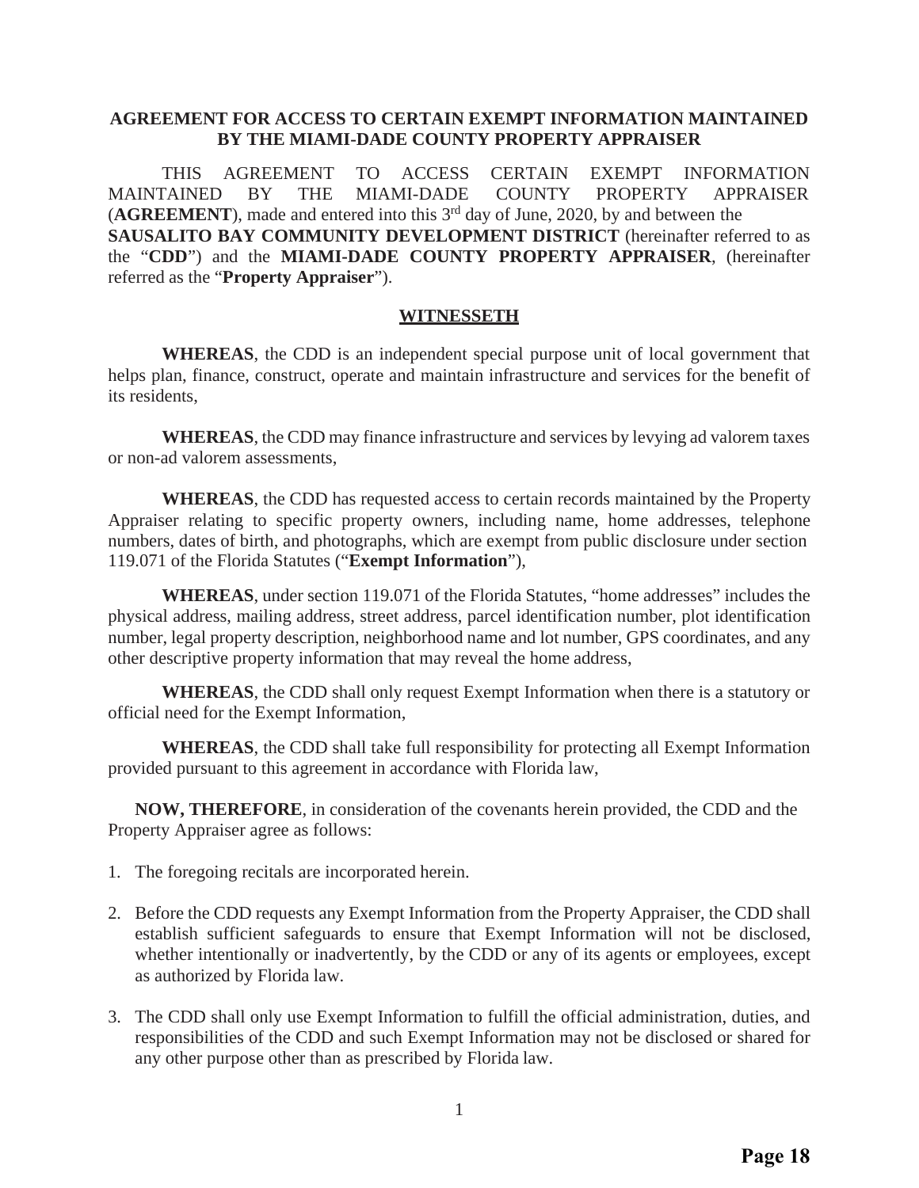**AGREEMENT FOR ACCESS TO CERTAIN EXEMPT INFORMATION MAINTAINED BY THE MIAMI-DADE COUNTY PROPERTY APPRAISER**

THIS AGREEMENT TO ACCESS CERTAIN EXEMPT INFORMATION MAINTAINED BY THE MIAMI-DADE COUNTY PROPERTY APPRAISER (**AGREEMENT**), made and entered into this 3rd day of June, 2020, by and between the **SAUSALITO BAY COMMUNITY DEVELOPMENT DISTRICT** (hereinafter referred to as the "**CDD**") and the **MIAMI-DADE COUNTY PROPERTY APPRAISER**, (hereinafter referred as the "**Property Appraiser**").

**WITNESSETH**

**WHEREAS**, the CDD is an independent special purpose unit of local government that helps plan, finance, construct, operate and maintain infrastructure and services for the benefit of its residents,

**WHEREAS**, the CDD may finance infrastructure and services by levying ad valorem taxes or non-ad valorem assessments,

**WHEREAS**, the CDD has requested access to certain records maintained by the Property Appraiser relating to specific property owners, including name, home addresses, telephone numbers, dates of birth, and photographs, which are exempt from public disclosure under section 119.071 of the Florida Statutes ("**Exempt Information**"),

**WHEREAS**, under section 119.071 of the Florida Statutes, "home addresses" includes the physical address, mailing address, street address, parcel identification number, plot identification number, legal property description, neighborhood name and lot number, GPS coordinates, and any other descriptive property information that may reveal the home address,

**WHEREAS**, the CDD shall only request Exempt Information when there is a statutory or official need for the Exempt Information,

**WHEREAS**, the CDD shall take full responsibility for protecting all Exempt Information provided pursuant to this agreement in accordance with Florida law,

**NOW, THEREFORE**, in consideration of the covenants herein provided, the CDD and the Property Appraiser agree as follows:

1. The foregoing recitals are incorporated herein.

2. Before the CDD requests any Exempt Information from the Property Appraiser, the CDD shall establish sufficient safeguards to ensure that Exempt Information will not be disclosed, whether intentionally or inadvertently, by the CDD or any of its agents or employees, except as authorized by Florida law.

3. The CDD shall only use Exempt Information to fulfill the official administration, duties, and responsibilities of the CDD and such Exempt Information may not be disclosed or shared for any other purpose other than as prescribed by Florida law.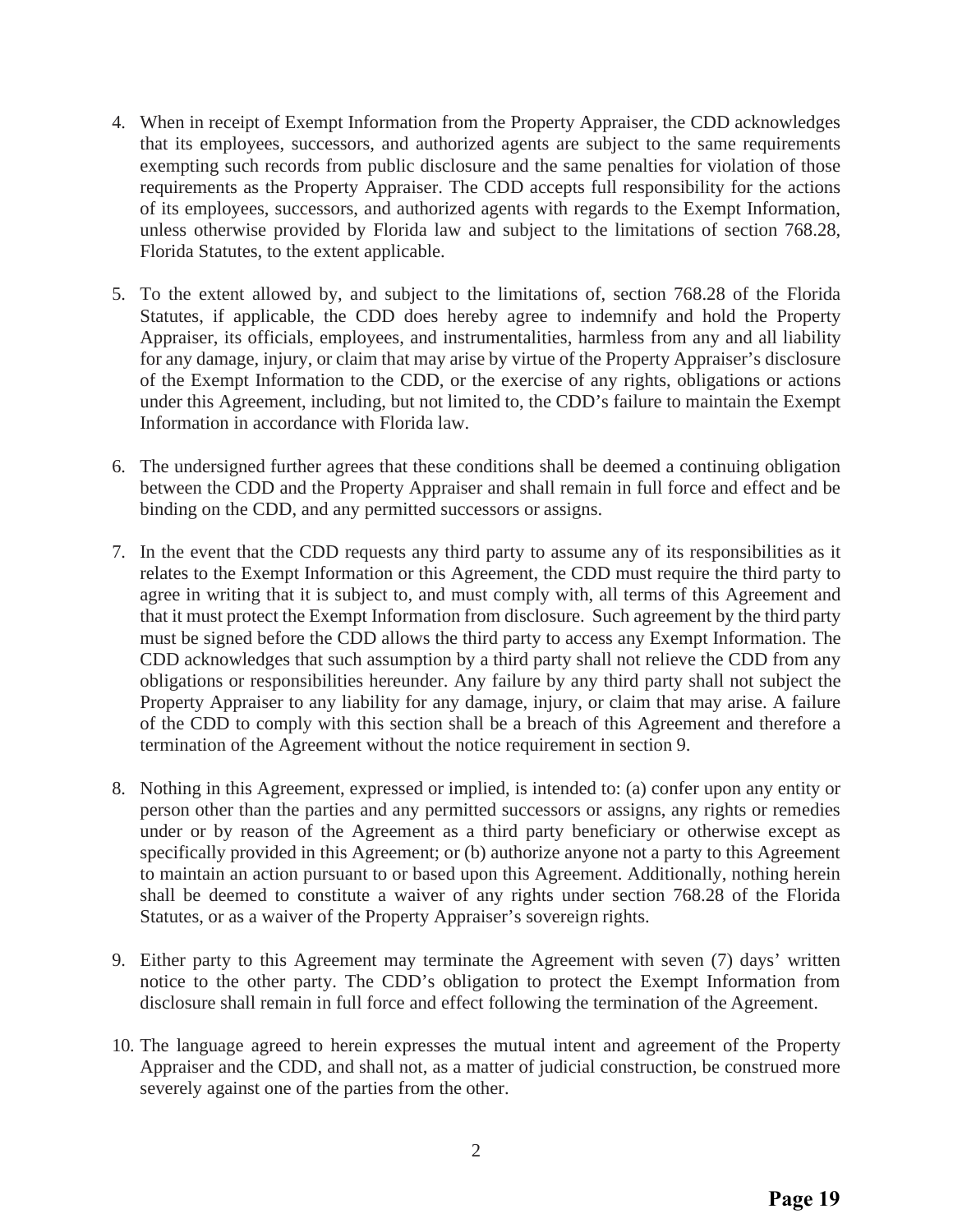4. When in receipt of Exempt Information from the Property Appraiser, the CDD acknowledges that its employees, successors, and authorized agents are subject to the same requirements exempting such records from public disclosure and the same penalties for violation of those requirements as the Property Appraiser. The CDD accepts full responsibility for the actions of its employees, successors, and authorized agents with regards to the Exempt Information, unless otherwise provided by Florida law and subject to the limitations of section 768.28, Florida Statutes, to the extent applicable.

5. To the extent allowed by, and subject to the limitations of, section 768.28 of the Florida Statutes, if applicable, the CDD does hereby agree to indemnify and hold the Property Appraiser, its officials, employees, and instrumentalities, harmless from any and all liability for any damage, injury, or claim that may arise by virtue of the Property Appraiser's disclosure of the Exempt Information to the CDD, or the exercise of any rights, obligations or actions under this Agreement, including, but not limited to, the CDD's failure to maintain the Exempt Information in accordance with Florida law.

6. The undersigned further agrees that these conditions shall be deemed a continuing obligation between the CDD and the Property Appraiser and shall remain in full force and effect and be binding on the CDD, and any permitted successors or assigns.

7. In the event that the CDD requests any third party to assume any of its responsibilities as it relates to the Exempt Information or this Agreement, the CDD must require the third party to agree in writing that it is subject to, and must comply with, all terms of this Agreement and that it must protect the Exempt Information from disclosure. Such agreement by the third party must be signed before the CDD allows the third party to access any Exempt Information. The CDD acknowledges that such assumption by a third party shall not relieve the CDD from any obligations or responsibilities hereunder. Any failure by any third party shall not subject the Property Appraiser to any liability for any damage, injury, or claim that may arise. A failure of the CDD to comply with this section shall be a breach of this Agreement and therefore a termination of the Agreement without the notice requirement in section 9.

8. Nothing in this Agreement, expressed or implied, is intended to: (a) confer upon any entity or person other than the parties and any permitted successors or assigns, any rights or remedies under or by reason of the Agreement as a third party beneficiary or otherwise except as specifically provided in this Agreement; or (b) authorize anyone not a party to this Agreement to maintain an action pursuant to or based upon this Agreement. Additionally, nothing herein shall be deemed to constitute a waiver of any rights under section 768.28 of the Florida Statutes, or as a waiver of the Property Appraiser's sovereign rights.

9. Either party to this Agreement may terminate the Agreement with seven (7) days' written notice to the other party. The CDD's obligation to protect the Exempt Information from disclosure shall remain in full force and effect following the termination of the Agreement.

10. The language agreed to herein expresses the mutual intent and agreement of the Property Appraiser and the CDD, and shall not, as a matter of judicial construction, be construed more severely against one of the parties from the other.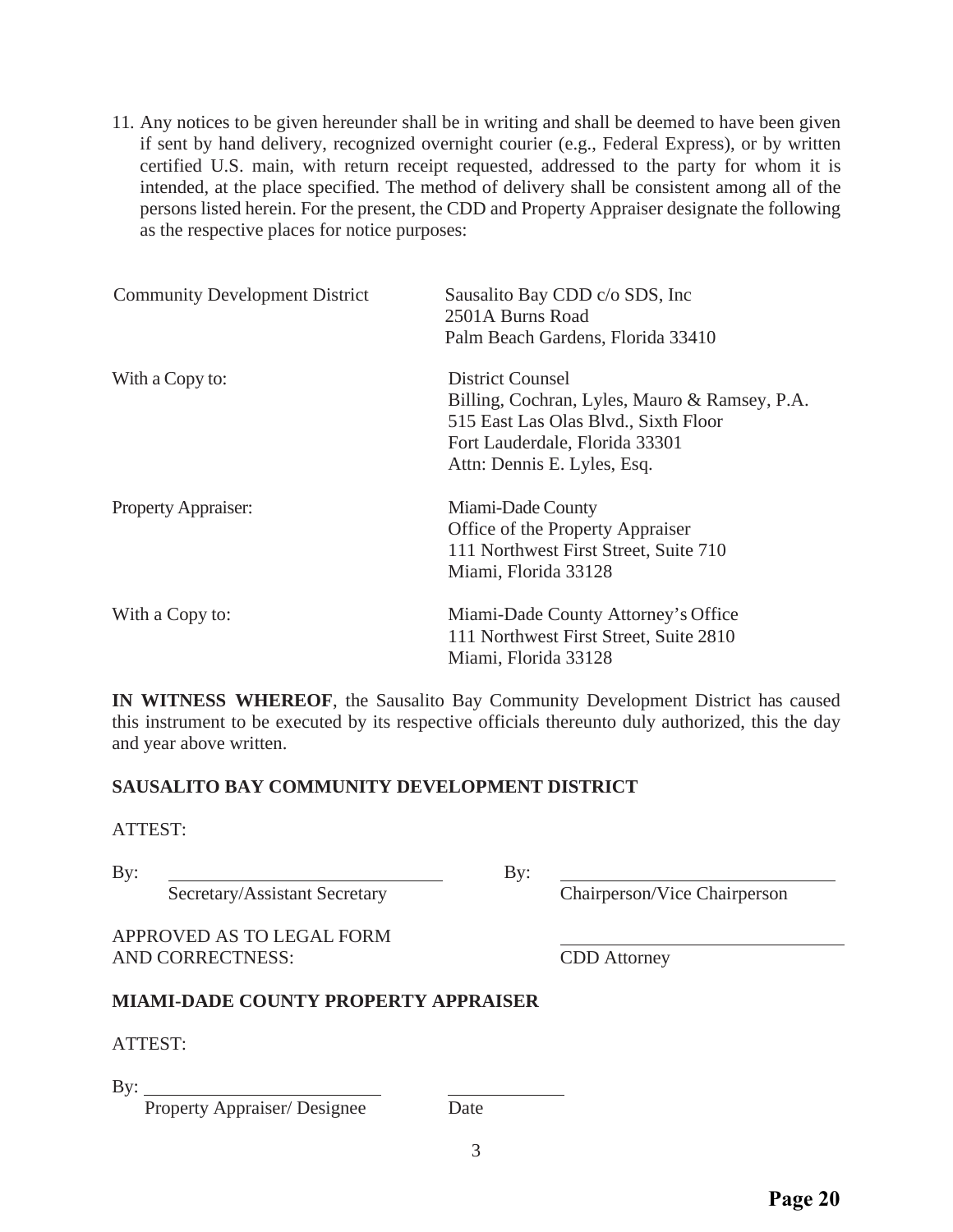11. Any notices to be given hereunder shall be in writing and shall be deemed to have been given if sent by hand delivery, recognized overnight courier (e.g., Federal Express), or by written certified U.S. main, with return receipt requested, addressed to the party for whom it is intended, at the place specified. The method of delivery shall be consistent among all of the persons listed herein. For the present, the CDD and Property Appraiser designate the following as the respective places for notice purposes:

| | |
|---|---|
| Community Development District | Sausalito Bay CDD c/o SDS, Inc<br>2501A Burns Road<br>Palm Beach Gardens, Florida 33410 |
| With a Copy to: | District Counsel<br>Billing, Cochran, Lyles, Mauro & Ramsey, P.A.<br>515 East Las Olas Blvd., Sixth Floor<br>Fort Lauderdale, Florida 33301<br>Attn: Dennis E. Lyles, Esq. |
| Property Appraiser: | Miami-Dade County<br>Office of the Property Appraiser<br>111 Northwest First Street, Suite 710<br>Miami, Florida 33128 |
| With a Copy to: | Miami-Dade County Attorney's Office<br>111 Northwest First Street, Suite 2810<br>Miami, Florida 33128 |

**IN WITNESS WHEREOF**, the Sausalito Bay Community Development District has caused this instrument to be executed by its respective officials thereunto duly authorized, this the day and year above written.

**SAUSALITO BAY COMMUNITY DEVELOPMENT DISTRICT**

ATTEST:

By: ______________________________ By: ______________________________

Secretary/Assistant Secretary Chairperson/Vice Chairperson

APPROVED AS TO LEGAL FORM AND CORRECTNESS: ______________________________

CDD Attorney

**MIAMI-DADE COUNTY PROPERTY APPRAISER**

ATTEST:

By: __________________________ ____________

Property Appraiser/ Designee Date